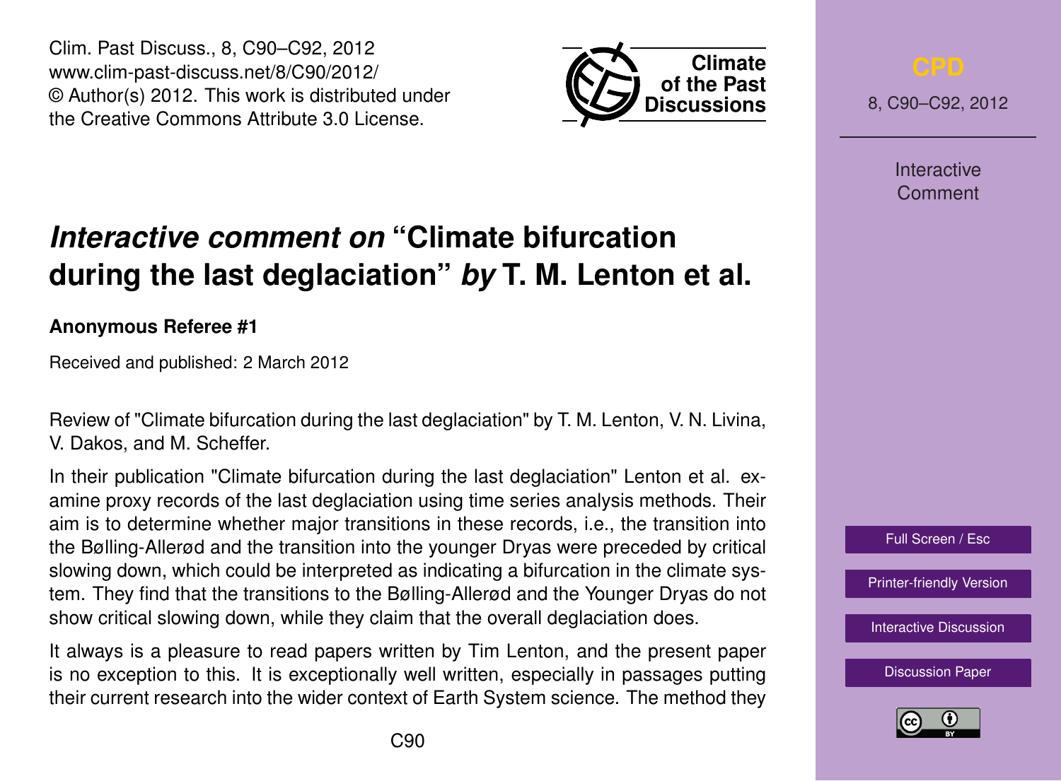# *Interactive comment on* "Climate bifurcation during the last deglaciation" *by* T. M. Lenton et al.

**Anonymous Referee #1**

Received and published: 2 March 2012

Review of "Climate bifurcation during the last deglaciation" by T. M. Lenton, V. N. Livina, V. Dakos, and M. Scheffer.

In their publication "Climate bifurcation during the last deglaciation" Lenton et al. examine proxy records of the last deglaciation using time series analysis methods. Their aim is to determine whether major transitions in these records, i.e., the transition into the Bølling-Allerød and the transition into the younger Dryas were preceded by critical slowing down, which could be interpreted as indicating a bifurcation in the climate system. They find that the transitions to the Bølling-Allerød and the Younger Dryas do not show critical slowing down, while they claim that the overall deglaciation does.

It always is a pleasure to read papers written by Tim Lenton, and the present paper is no exception to this. It is exceptionally well written, especially in passages putting their current research into the wider context of Earth System science. The method they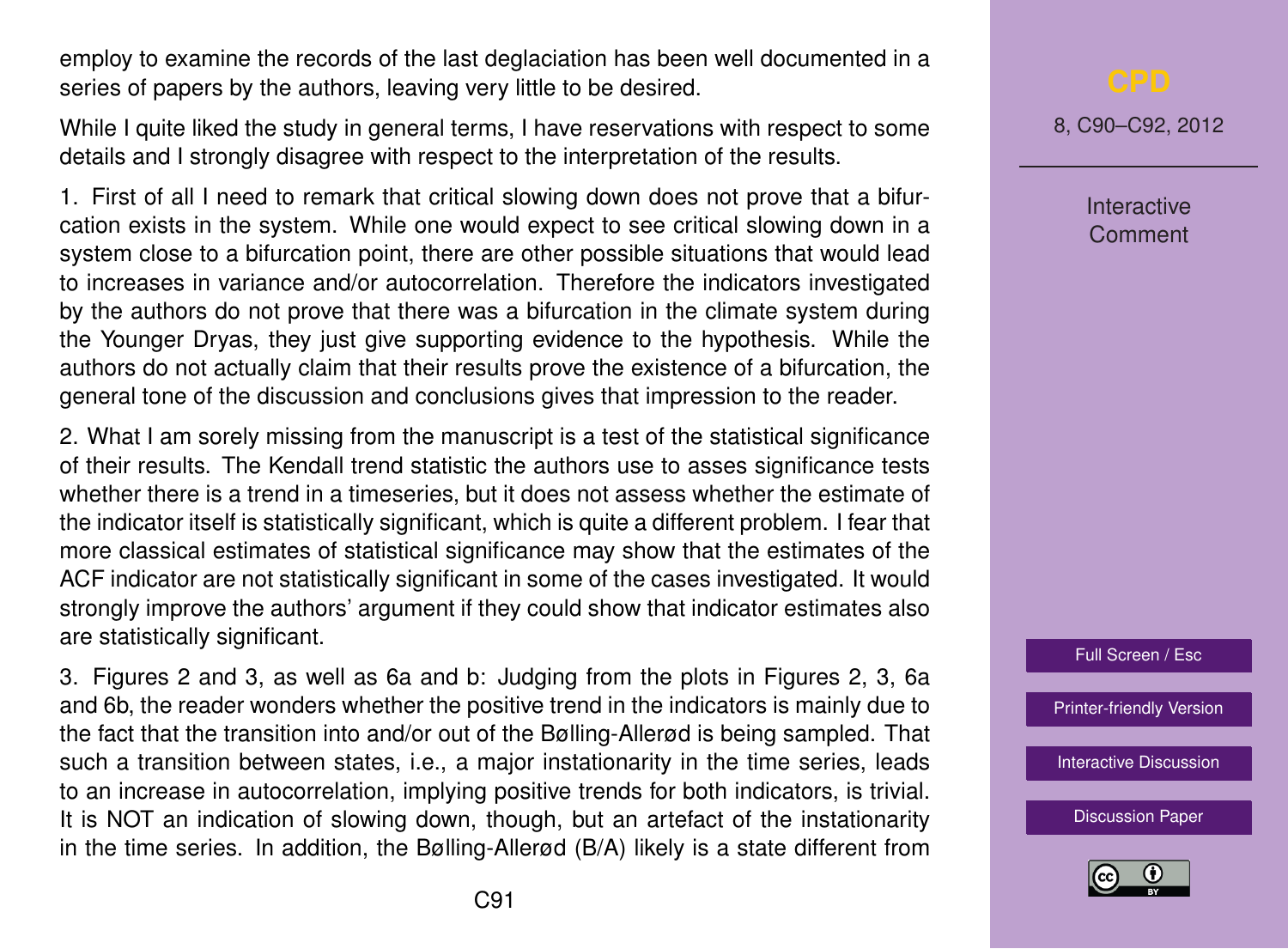employ to examine the records of the last deglaciation has been well documented in a series of papers by the authors, leaving very little to be desired.

While I quite liked the study in general terms, I have reservations with respect to some details and I strongly disagree with respect to the interpretation of the results.

1. First of all I need to remark that critical slowing down does not prove that a bifurcation exists in the system. While one would expect to see critical slowing down in a system close to a bifurcation point, there are other possible situations that would lead to increases in variance and/or autocorrelation. Therefore the indicators investigated by the authors do not prove that there was a bifurcation in the climate system during the Younger Dryas, they just give supporting evidence to the hypothesis. While the authors do not actually claim that their results prove the existence of a bifurcation, the general tone of the discussion and conclusions gives that impression to the reader.

2. What I am sorely missing from the manuscript is a test of the statistical significance of their results. The Kendall trend statistic the authors use to asses significance tests whether there is a trend in a timeseries, but it does not assess whether the estimate of the indicator itself is statistically significant, which is quite a different problem. I fear that more classical estimates of statistical significance may show that the estimates of the ACF indicator are not statistically significant in some of the cases investigated. It would strongly improve the authors' argument if they could show that indicator estimates also are statistically significant.

3. Figures 2 and 3, as well as 6a and b: Judging from the plots in Figures 2, 3, 6a and 6b, the reader wonders whether the positive trend in the indicators is mainly due to the fact that the transition into and/or out of the Bølling-Allerød is being sampled. That such a transition between states, i.e., a major instationarity in the time series, leads to an increase in autocorrelation, implying positive trends for both indicators, is trivial. It is NOT an indication of slowing down, though, but an artefact of the instationarity in the time series. In addition, the Bølling-Allerød (B/A) likely is a state different from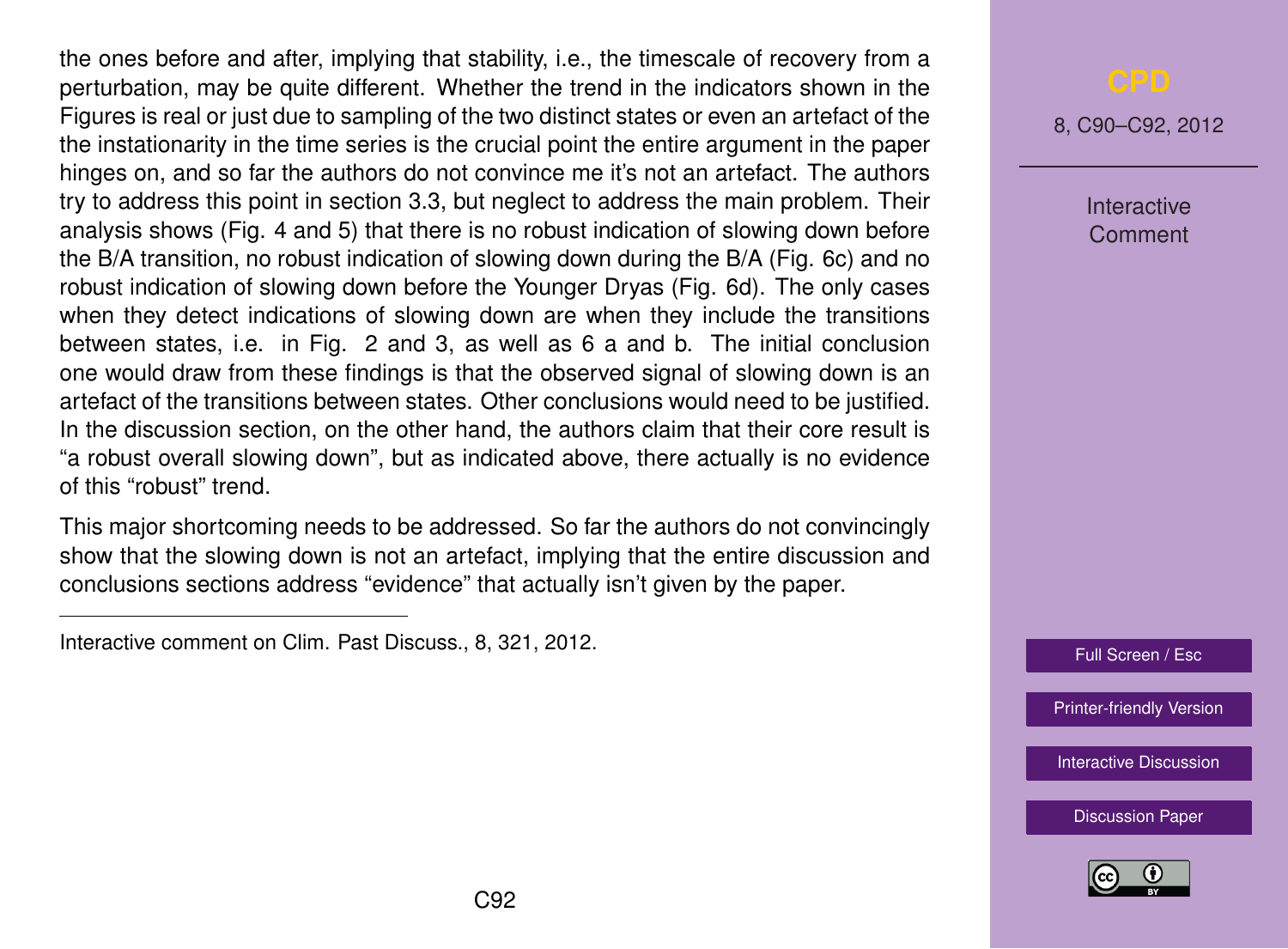the ones before and after, implying that stability, i.e., the timescale of recovery from a perturbation, may be quite different. Whether the trend in the indicators shown in the Figures is real or just due to sampling of the two distinct states or even an artefact of the the instationarity in the time series is the crucial point the entire argument in the paper hinges on, and so far the authors do not convince me it's not an artefact. The authors try to address this point in section 3.3, but neglect to address the main problem. Their analysis shows (Fig. 4 and 5) that there is no robust indication of slowing down before the B/A transition, no robust indication of slowing down during the B/A (Fig. 6c) and no robust indication of slowing down before the Younger Dryas (Fig. 6d). The only cases when they detect indications of slowing down are when they include the transitions between states, i.e. in Fig. 2 and 3, as well as 6 a and b. The initial conclusion one would draw from these findings is that the observed signal of slowing down is an artefact of the transitions between states. Other conclusions would need to be justified. In the discussion section, on the other hand, the authors claim that their core result is "a robust overall slowing down", but as indicated above, there actually is no evidence of this "robust" trend.

This major shortcoming needs to be addressed. So far the authors do not convincingly show that the slowing down is not an artefact, implying that the entire discussion and conclusions sections address "evidence" that actually isn't given by the paper.

---

Interactive comment on Clim. Past Discuss., 8, 321, 2012.